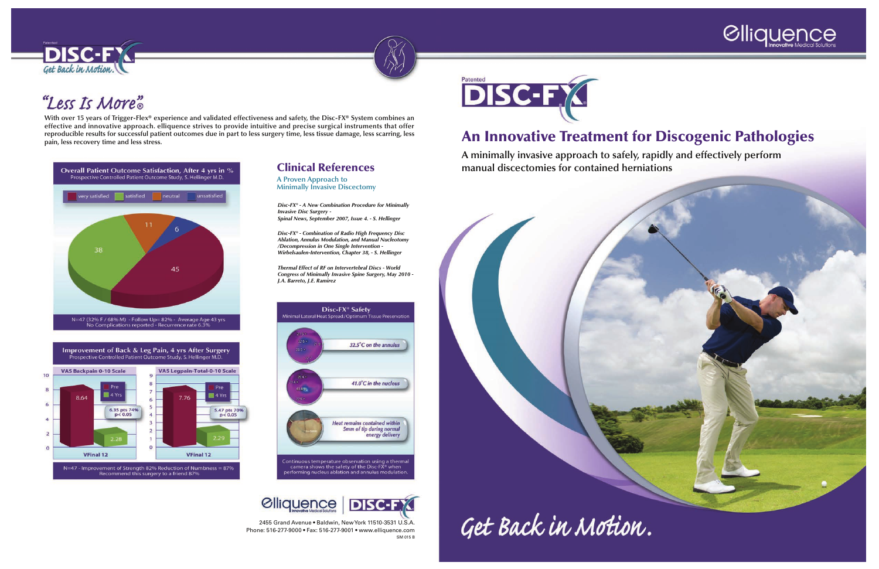Patented

# DISC-FX

*Get Back in Motion.*

## "Less Is More"®

With over 15 years of Trigger-Flex® experience and validated effectiveness and safety, the Disc-FX® System combines an effective and innovative approach. elliquence strives to provide intuitive and precise surgical instruments that offer reproducible results for successful patient outcomes due in part to less surgery time, less tissue damage, less scarring, less pain, less recovery time and less stress.

### Overall Patient Outcome Satisfaction, After 4 yrs in %

Prospective Controlled Patient Outcome Study, S. Hellinger M.D.

| very satisfied | satisfied | neutral | unsatisfied |
|---|---|---|---|
| 45 | 38 | 11 | 6 |

N=47 (32% F / 68% M) - Follow Up= 82% - Average Age 43 yrs
No Complications reported - Recurrence rate 6.3%

### Improvement of Back & Leg Pain, 4 yrs After Surgery

Prospective Controlled Patient Outcome Study, S. Hellinger M.D.

| | Pre | 4 Yrs | Improvement |
|---|---|---|---|
| VAS Backpain 0-10 Scale (VFinal 12) | 8.64 | 2.28 | 6.35 pts 74% $p < 0.05$ |
| VAS Legpain-Total-0-10 Scale (VFinal 12) | 7.76 | 2.29 | 5.47 pts 70% $p < 0.05$ |

N=47 - Improvement of Strength 82% Reduction of Numbness = 87%
Recommend this surgery to a friend 87%

## Clinical References

### A Proven Approach to Minimally Invasive Discectomy

*Disc-FX® - A New Combination Procedure for Minimally Invasive Disc Surgery - Spinal News, September 2007, Issue 4. - S. Hellinger*

*Disc-FX® - Combination of Radio High Frequency Disc Ablation, Annulus Modulation, and Manual Nucleotomy /Decompression in One Single Intervention - Wirbelsaulen-Intervention, Chapter 38, - S. Hellinger*

*Thermal Effect of RF on Intervertebral Discs - World Congress of Minimally Invasive Spine Surgery, May 2010 - J.A. Barreto, J.E. Ramirez*

### Disc-FX® Safety

Minimal Lateral Heat Spread/Optimum Tissue Preservation

- *32.5°C on the annulus*
- *41.0°C in the nucleus*
- *Heat remains contained within 5mm of tip during normal energy delivery*

Continuous temperature observation using a thermal camera shows the safety of the Disc-FX® when performing nucleus ablation and annulus modulation.

elliquence Innovative Medical Solutions | DISC-FX

2455 Grand Avenue • Baldwin, New York 11510-3531 U.S.A.
Phone: 516-277-9000 • Fax: 516-277-9001 • www.elliquence.com

SM 015 B

elliquence Innovative Medical Solutions

Patented

# DISC-FX

## An Innovative Treatment for Discogenic Pathologies

A minimally invasive approach to safely, rapidly and effectively perform manual discectomies for contained herniations

*Get Back in Motion.*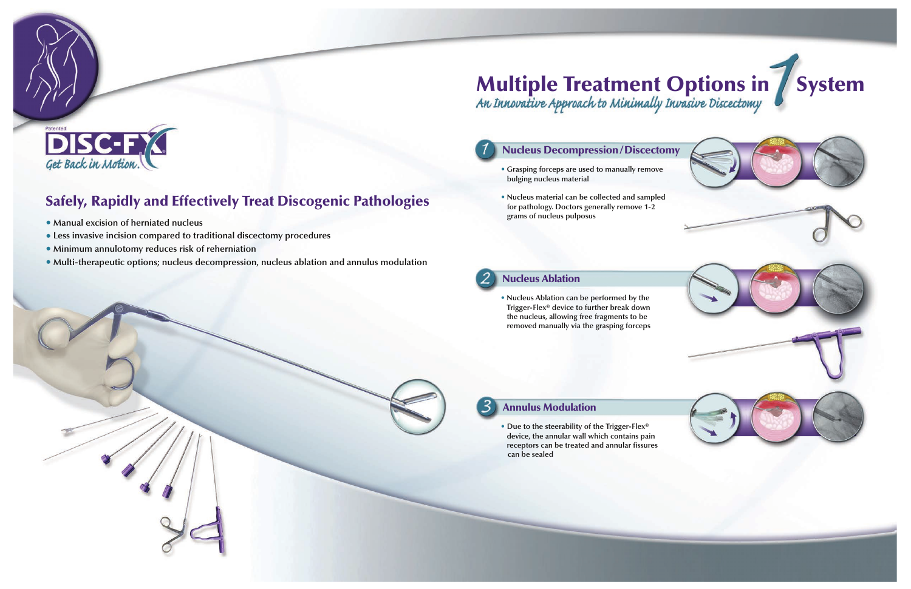Patented

**DISC-FX**

*Get Back in Motion.*

## Safely, Rapidly and Effectively Treat Discogenic Pathologies

- Manual excision of herniated nucleus
- Less invasive incision compared to traditional discectomy procedures
- Minimum annulotomy reduces risk of reherniation
- Multi-therapeutic options; nucleus decompression, nucleus ablation and annulus modulation

# Multiple Treatment Options in 1 System

*An Innovative Approach to Minimally Invasive Discectomy*

### 1 Nucleus Decompression/Discectomy

- Grasping forceps are used to manually remove bulging nucleus material
- Nucleus material can be collected and sampled for pathology. Doctors generally remove 1-2 grams of nucleus pulposus

### 2 Nucleus Ablation

- Nucleus Ablation can be performed by the Trigger-Flex® device to further break down the nucleus, allowing free fragments to be removed manually via the grasping forceps

### 3 Annulus Modulation

- Due to the steerability of the Trigger-Flex® device, the annular wall which contains pain receptors can be treated and annular fissures can be sealed